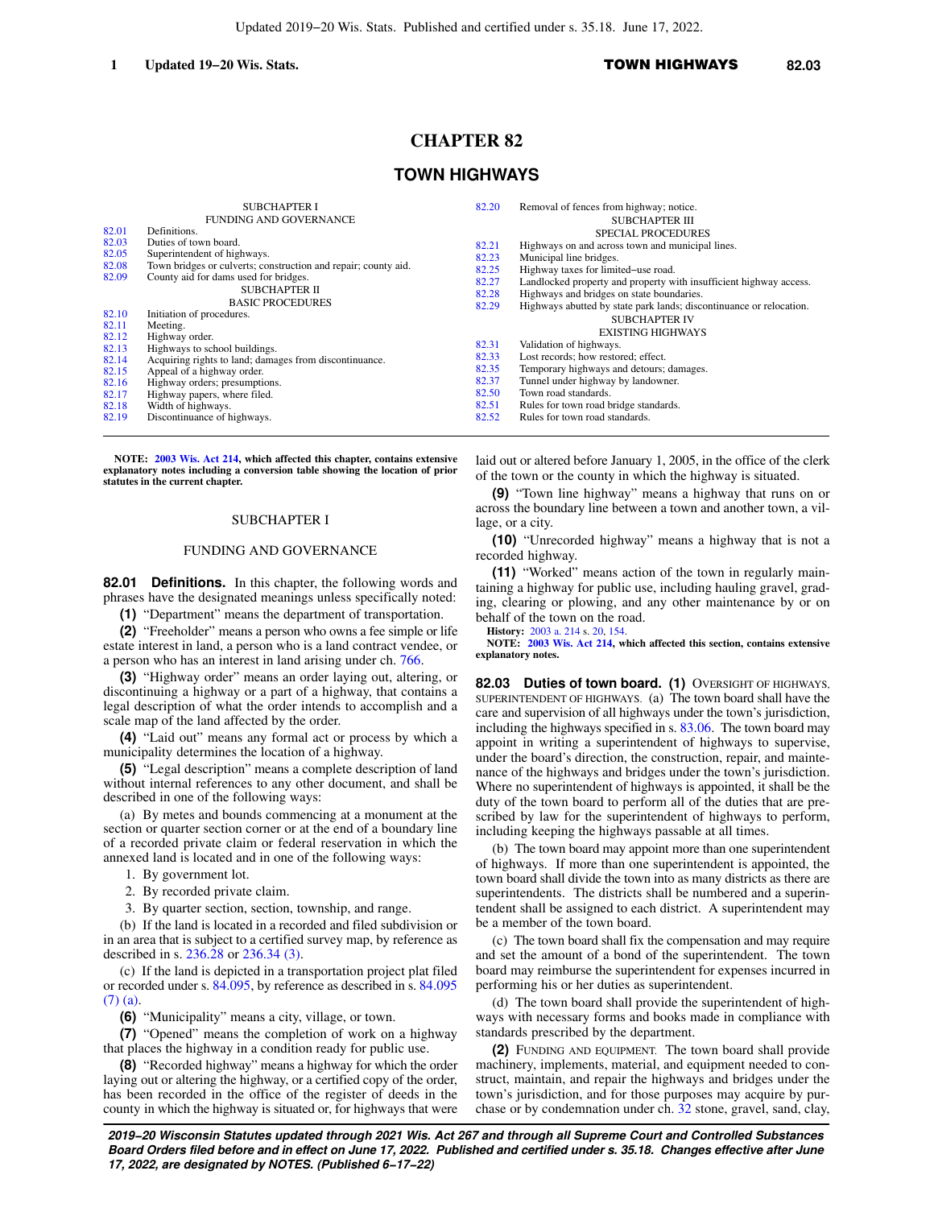# CHAPTER 82

## TOWN HIGHWAYS

SUBCHAPTER I
FUNDING AND GOVERNANCE

82.01 Definitions.
82.03 Duties of town board.
82.05 Superintendent of highways.
82.08 Town bridges or culverts; construction and repair; county aid.
82.09 County aid for dams used for bridges.

SUBCHAPTER II
BASIC PROCEDURES

82.10 Initiation of procedures.
82.11 Meeting.
82.12 Highway order.
82.13 Highways to school buildings.
82.14 Acquiring rights to land; damages from discontinuance.
82.15 Appeal of a highway order.
82.16 Highway orders; presumptions.
82.17 Highway papers, where filed.
82.18 Width of highways.
82.19 Discontinuance of highways.
82.20 Removal of fences from highway; notice.

SUBCHAPTER III
SPECIAL PROCEDURES

82.21 Highways on and across town and municipal lines.
82.23 Municipal line bridges.
82.25 Highway taxes for limited-use road.
82.27 Landlocked property and property with insufficient highway access.
82.28 Highways and bridges on state boundaries.
82.29 Highways abutted by state park lands; discontinuance or relocation.

SUBCHAPTER IV
EXISTING HIGHWAYS

82.31 Validation of highways.
82.33 Lost records; how restored; effect.
82.35 Temporary highways and detours; damages.
82.37 Tunnel under highway by landowner.
82.50 Town road standards.
82.51 Rules for town road bridge standards.
82.52 Rules for town road standards.

**NOTE: 2003 Wis. Act 214, which affected this chapter, contains extensive explanatory notes including a conversion table showing the location of prior statutes in the current chapter.**

SUBCHAPTER I

FUNDING AND GOVERNANCE

**82.01 Definitions.** In this chapter, the following words and phrases have the designated meanings unless specifically noted:

**(1)** "Department" means the department of transportation.

**(2)** "Freeholder" means a person who owns a fee simple or life estate interest in land, a person who is a land contract vendee, or a person who has an interest in land arising under ch. 766.

**(3)** "Highway order" means an order laying out, altering, or discontinuing a highway or a part of a highway, that contains a legal description of what the order intends to accomplish and a scale map of the land affected by the order.

**(4)** "Laid out" means any formal act or process by which a municipality determines the location of a highway.

**(5)** "Legal description" means a complete description of land without internal references to any other document, and shall be described in one of the following ways:

(a) By metes and bounds commencing at a monument at the section or quarter section corner or at the end of a boundary line of a recorded private claim or federal reservation in which the annexed land is located and in one of the following ways:

1. By government lot.

2. By recorded private claim.

3. By quarter section, section, township, and range.

(b) If the land is located in a recorded and filed subdivision or in an area that is subject to a certified survey map, by reference as described in s. 236.28 or 236.34 (3).

(c) If the land is depicted in a transportation project plat filed or recorded under s. 84.095, by reference as described in s. 84.095 (7) (a).

**(6)** "Municipality" means a city, village, or town.

**(7)** "Opened" means the completion of work on a highway that places the highway in a condition ready for public use.

**(8)** "Recorded highway" means a highway for which the order laying out or altering the highway, or a certified copy of the order, has been recorded in the office of the register of deeds in the county in which the highway is situated or, for highways that were laid out or altered before January 1, 2005, in the office of the clerk of the town or the county in which the highway is situated.

**(9)** "Town line highway" means a highway that runs on or across the boundary line between a town and another town, a village, or a city.

**(10)** "Unrecorded highway" means a highway that is not a recorded highway.

**(11)** "Worked" means action of the town in regularly maintaining a highway for public use, including hauling gravel, grading, clearing or plowing, and any other maintenance by or on behalf of the town on the road.

**History:** 2003 a. 214 s. 20, 154.

**NOTE: 2003 Wis. Act 214, which affected this section, contains extensive explanatory notes.**

**82.03 Duties of town board. (1)** OVERSIGHT OF HIGHWAYS, SUPERINTENDENT OF HIGHWAYS. (a) The town board shall have the care and supervision of all highways under the town's jurisdiction, including the highways specified in s. 83.06. The town board may appoint in writing a superintendent of highways to supervise, under the board's direction, the construction, repair, and maintenance of the highways and bridges under the town's jurisdiction. Where no superintendent of highways is appointed, it shall be the duty of the town board to perform all of the duties that are prescribed by law for the superintendent of highways to perform, including keeping the highways passable at all times.

(b) The town board may appoint more than one superintendent of highways. If more than one superintendent is appointed, the town board shall divide the town into as many districts as there are superintendents. The districts shall be numbered and a superintendent shall be assigned to each district. A superintendent may be a member of the town board.

(c) The town board shall fix the compensation and may require and set the amount of a bond of the superintendent. The town board may reimburse the superintendent for expenses incurred in performing his or her duties as superintendent.

(d) The town board shall provide the superintendent of highways with necessary forms and books made in compliance with standards prescribed by the department.

**(2)** FUNDING AND EQUIPMENT. The town board shall provide machinery, implements, material, and equipment needed to construct, maintain, and repair the highways and bridges under the town's jurisdiction, and for those purposes may acquire by purchase or by condemnation under ch. 32 stone, gravel, sand, clay,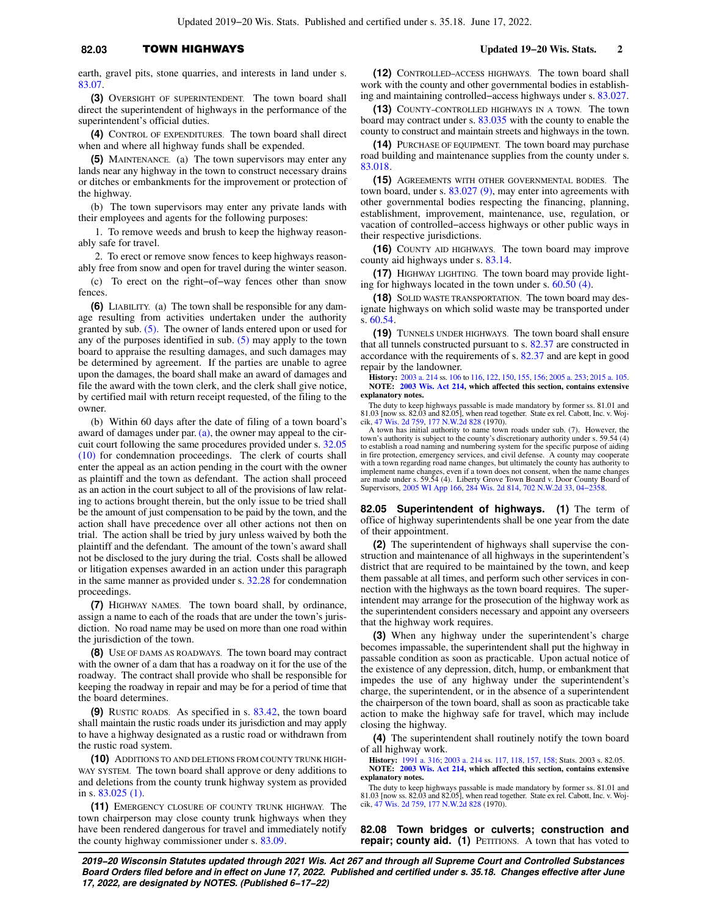earth, gravel pits, stone quarries, and interests in land under s. 83.07.

**(3)** OVERSIGHT OF SUPERINTENDENT. The town board shall direct the superintendent of highways in the performance of the superintendent's official duties.

**(4)** CONTROL OF EXPENDITURES. The town board shall direct when and where all highway funds shall be expended.

**(5)** MAINTENANCE. (a) The town supervisors may enter any lands near any highway in the town to construct necessary drains or ditches or embankments for the improvement or protection of the highway.

(b) The town supervisors may enter any private lands with their employees and agents for the following purposes:

1. To remove weeds and brush to keep the highway reasonably safe for travel.

2. To erect or remove snow fences to keep highways reasonably free from snow and open for travel during the winter season.

(c) To erect on the right−of−way fences other than snow fences.

**(6)** LIABILITY. (a) The town shall be responsible for any damage resulting from activities undertaken under the authority granted by sub. (5). The owner of lands entered upon or used for any of the purposes identified in sub. (5) may apply to the town board to appraise the resulting damages, and such damages may be determined by agreement. If the parties are unable to agree upon the damages, the board shall make an award of damages and file the award with the town clerk, and the clerk shall give notice, by certified mail with return receipt requested, of the filing to the owner.

(b) Within 60 days after the date of filing of a town board's award of damages under par. (a), the owner may appeal to the circuit court following the same procedures provided under s. 32.05 (10) for condemnation proceedings. The clerk of courts shall enter the appeal as an action pending in the court with the owner as plaintiff and the town as defendant. The action shall proceed as an action in the court subject to all of the provisions of law relating to actions brought therein, but the only issue to be tried shall be the amount of just compensation to be paid by the town, and the action shall have precedence over all other actions not then on trial. The action shall be tried by jury unless waived by both the plaintiff and the defendant. The amount of the town's award shall not be disclosed to the jury during the trial. Costs shall be allowed or litigation expenses awarded in an action under this paragraph in the same manner as provided under s. 32.28 for condemnation proceedings.

**(7)** HIGHWAY NAMES. The town board shall, by ordinance, assign a name to each of the roads that are under the town's jurisdiction. No road name may be used on more than one road within the jurisdiction of the town.

**(8)** USE OF DAMS AS ROADWAYS. The town board may contract with the owner of a dam that has a roadway on it for the use of the roadway. The contract shall provide who shall be responsible for keeping the roadway in repair and may be for a period of time that the board determines.

**(9)** RUSTIC ROADS. As specified in s. 83.42, the town board shall maintain the rustic roads under its jurisdiction and may apply to have a highway designated as a rustic road or withdrawn from the rustic road system.

**(10)** ADDITIONS TO AND DELETIONS FROM COUNTY TRUNK HIGHWAY SYSTEM. The town board shall approve or deny additions to and deletions from the county trunk highway system as provided in s. 83.025 (1).

**(11)** EMERGENCY CLOSURE OF COUNTY TRUNK HIGHWAY. The town chairperson may close county trunk highways when they have been rendered dangerous for travel and immediately notify the county highway commissioner under s. 83.09.

**(12)** CONTROLLED−ACCESS HIGHWAYS. The town board shall work with the county and other governmental bodies in establishing and maintaining controlled−access highways under s. 83.027.

**(13)** COUNTY−CONTROLLED HIGHWAYS IN A TOWN. The town board may contract under s. 83.035 with the county to enable the county to construct and maintain streets and highways in the town.

**(14)** PURCHASE OF EQUIPMENT. The town board may purchase road building and maintenance supplies from the county under s. 83.018.

**(15)** AGREEMENTS WITH OTHER GOVERNMENTAL BODIES. The town board, under s. 83.027 (9), may enter into agreements with other governmental bodies respecting the financing, planning, establishment, improvement, maintenance, use, regulation, or vacation of controlled−access highways or other public ways in their respective jurisdictions.

**(16)** COUNTY AID HIGHWAYS. The town board may improve county aid highways under s. 83.14.

**(17)** HIGHWAY LIGHTING. The town board may provide lighting for highways located in the town under s. 60.50 (4).

**(18)** SOLID WASTE TRANSPORTATION. The town board may designate highways on which solid waste may be transported under s. 60.54.

**(19)** TUNNELS UNDER HIGHWAYS. The town board shall ensure that all tunnels constructed pursuant to s. 82.37 are constructed in accordance with the requirements of s. 82.37 and are kept in good repair by the landowner.

**History:** 2003 a. 214 ss. 106 to 116, 122, 150, 155, 156; 2005 a. 253; 2015 a. 105.

**NOTE: 2003 Wis. Act 214, which affected this section, contains extensive explanatory notes.**

The duty to keep highways passable is made mandatory by former ss. 81.01 and 81.03 [now ss. 82.03 and 82.05], when read together. State ex rel. Cabott, Inc. v. Wojcik, 47 Wis. 2d 759, 177 N.W.2d 828 (1970).

A town has initial authority to name town roads under sub. (7). However, the town's authority is subject to the county's discretionary authority under s. 59.54 (4) to establish a road naming and numbering system for the specific purpose of aiding in fire protection, emergency services, and civil defense. A county may cooperate with a town regarding road name changes, but ultimately the county has authority to implement name changes, even if a town does not consent, when the name changes are made under s. 59.54 (4). Liberty Grove Town Board v. Door County Board of Supervisors, 2005 WI App 166, 284 Wis. 2d 814, 702 N.W.2d 33, 04−2358.

**82.05 Superintendent of highways. (1)** The term of office of highway superintendents shall be one year from the date of their appointment.

**(2)** The superintendent of highways shall supervise the construction and maintenance of all highways in the superintendent's district that are required to be maintained by the town, and keep them passable at all times, and perform such other services in connection with the highways as the town board requires. The superintendent may arrange for the prosecution of the highway work as the superintendent considers necessary and appoint any overseers that the highway work requires.

**(3)** When any highway under the superintendent's charge becomes impassable, the superintendent shall put the highway in passable condition as soon as practicable. Upon actual notice of the existence of any depression, ditch, hump, or embankment that impedes the use of any highway under the superintendent's charge, the superintendent, or in the absence of a superintendent the chairperson of the town board, shall as soon as practicable take action to make the highway safe for travel, which may include closing the highway.

**(4)** The superintendent shall routinely notify the town board of all highway work.

**History:** 1991 a. 316; 2003 a. 214 ss. 117, 118, 157, 158; Stats. 2003 s. 82.05.

**NOTE: 2003 Wis. Act 214, which affected this section, contains extensive explanatory notes.**

The duty to keep highways passable is made mandatory by former ss. 81.01 and 81.03 [now ss. 82.03 and 82.05], when read together. State ex rel. Cabott, Inc. v. Wojcik, 47 Wis. 2d 759, 177 N.W.2d 828 (1970).

**82.08 Town bridges or culverts; construction and repair; county aid. (1)** PETITIONS. A town that has voted to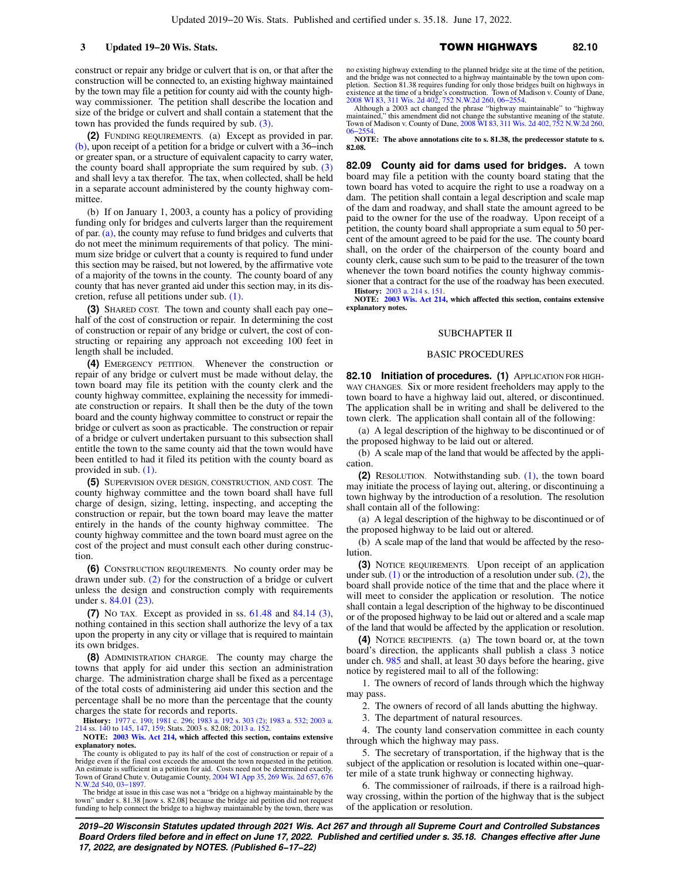construct or repair any bridge or culvert that is on, or that after the construction will be connected to, an existing highway maintained by the town may file a petition for county aid with the county highway commissioner. The petition shall describe the location and size of the bridge or culvert and shall contain a statement that the town has provided the funds required by sub. (3).

**(2)** FUNDING REQUIREMENTS. (a) Except as provided in par. (b), upon receipt of a petition for a bridge or culvert with a 36–inch or greater span, or a structure of equivalent capacity to carry water, the county board shall appropriate the sum required by sub. (3) and shall levy a tax therefor. The tax, when collected, shall be held in a separate account administered by the county highway committee.

(b) If on January 1, 2003, a county has a policy of providing funding only for bridges and culverts larger than the requirement of par. (a), the county may refuse to fund bridges and culverts that do not meet the minimum requirements of that policy. The minimum size bridge or culvert that a county is required to fund under this section may be raised, but not lowered, by the affirmative vote of a majority of the towns in the county. The county board of any county that has never granted aid under this section may, in its discretion, refuse all petitions under sub. (1).

**(3)** SHARED COST. The town and county shall each pay one–half of the cost of construction or repair. In determining the cost of construction or repair of any bridge or culvert, the cost of constructing or repairing any approach not exceeding 100 feet in length shall be included.

**(4)** EMERGENCY PETITION. Whenever the construction or repair of any bridge or culvert must be made without delay, the town board may file its petition with the county clerk and the county highway committee, explaining the necessity for immediate construction or repairs. It shall then be the duty of the town board and the county highway committee to construct or repair the bridge or culvert as soon as practicable. The construction or repair of a bridge or culvert undertaken pursuant to this subsection shall entitle the town to the same county aid that the town would have been entitled to had it filed its petition with the county board as provided in sub. (1).

**(5)** SUPERVISION OVER DESIGN, CONSTRUCTION, AND COST. The county highway committee and the town board shall have full charge of design, sizing, letting, inspecting, and accepting the construction or repair, but the town board may leave the matter entirely in the hands of the county highway committee. The county highway committee and the town board must agree on the cost of the project and must consult each other during construction.

**(6)** CONSTRUCTION REQUIREMENTS. No county order may be drawn under sub. (2) for the construction of a bridge or culvert unless the design and construction comply with requirements under s. 84.01 (23).

**(7)** NO TAX. Except as provided in ss. 61.48 and 84.14 (3), nothing contained in this section shall authorize the levy of a tax upon the property in any city or village that is required to maintain its own bridges.

**(8)** ADMINISTRATION CHARGE. The county may charge the towns that apply for aid under this section an administration charge. The administration charge shall be fixed as a percentage of the total costs of administering aid under this section and the percentage shall be no more than the percentage that the county charges the state for records and reports.

**History:** 1977 c. 190; 1981 c. 296; 1983 a. 192 s. 303 (2); 1983 a. 532; 2003 a. 214 ss. 140 to 145, 147, 159; Stats. 2003 s. 82.08; 2013 a. 152.

**NOTE: 2003 Wis. Act 214, which affected this section, contains extensive explanatory notes.**

The county is obligated to pay its half of the cost of construction or repair of a bridge even if the final cost exceeds the amount the town requested in the petition. An estimate is sufficient in a petition for aid. Costs need not be determined exactly. Town of Grand Chute v. Outagamie County, 2004 WI App 35, 269 Wis. 2d 657, 676 N.W.2d 540, 03–1897.

The bridge at issue in this case was not a "bridge on a highway maintainable by the town" under s. 81.38 [now s. 82.08] because the bridge aid petition did not request funding to help connect the bridge to a highway maintainable by the town, there was no existing highway extending to the planned bridge site at the time of the petition, and the bridge was not connected to a highway maintainable by the town upon completion. Section 81.38 requires funding for only those bridges built on highways in existence at the time of a bridge's construction. Town of Madison v. County of Dane, 2008 WI 83, 311 Wis. 2d 402, 752 N.W.2d 260, 06–2554.

Although a 2003 act changed the phrase "highway maintainable" to "highway maintained," this amendment did not change the substantive meaning of the statute. Town of Madison v. County of Dane, 2008 WI 83, 311 Wis. 2d 402, 752 N.W.2d 260, 06–2554.

**NOTE: The above annotations cite to s. 81.38, the predecessor statute to s. 82.08.**

**82.09 County aid for dams used for bridges.** A town board may file a petition with the county board stating that the town board has voted to acquire the right to use a roadway on a dam. The petition shall contain a legal description and scale map of the dam and roadway, and shall state the amount agreed to be paid to the owner for the use of the roadway. Upon receipt of a petition, the county board shall appropriate a sum equal to 50 percent of the amount agreed to be paid for the use. The county board shall, on the order of the chairperson of the county board and county clerk, cause such sum to be paid to the treasurer of the town whenever the town board notifies the county highway commissioner that a contract for the use of the roadway has been executed.

**History:** 2003 a. 214 s. 151.

**NOTE: 2003 Wis. Act 214, which affected this section, contains extensive explanatory notes.**

## SUBCHAPTER II

## BASIC PROCEDURES

**82.10 Initiation of procedures.** **(1)** APPLICATION FOR HIGHWAY CHANGES. Six or more resident freeholders may apply to the town board to have a highway laid out, altered, or discontinued. The application shall be in writing and shall be delivered to the town clerk. The application shall contain all of the following:

(a) A legal description of the highway to be discontinued or of the proposed highway to be laid out or altered.

(b) A scale map of the land that would be affected by the application.

**(2)** RESOLUTION. Notwithstanding sub. (1), the town board may initiate the process of laying out, altering, or discontinuing a town highway by the introduction of a resolution. The resolution shall contain all of the following:

(a) A legal description of the highway to be discontinued or of the proposed highway to be laid out or altered.

(b) A scale map of the land that would be affected by the resolution.

**(3)** NOTICE REQUIREMENTS. Upon receipt of an application under sub. (1) or the introduction of a resolution under sub. (2), the board shall provide notice of the time that and the place where it will meet to consider the application or resolution. The notice shall contain a legal description of the highway to be discontinued or of the proposed highway to be laid out or altered and a scale map of the land that would be affected by the application or resolution.

**(4)** NOTICE RECIPIENTS. (a) The town board or, at the town board's direction, the applicants shall publish a class 3 notice under ch. 985 and shall, at least 30 days before the hearing, give notice by registered mail to all of the following:

1. The owners of record of lands through which the highway may pass.

2. The owners of record of all lands abutting the highway.

3. The department of natural resources.

4. The county land conservation committee in each county through which the highway may pass.

5. The secretary of transportation, if the highway that is the subject of the application or resolution is located within one–quarter mile of a state trunk highway or connecting highway.

6. The commissioner of railroads, if there is a railroad highway crossing, within the portion of the highway that is the subject of the application or resolution.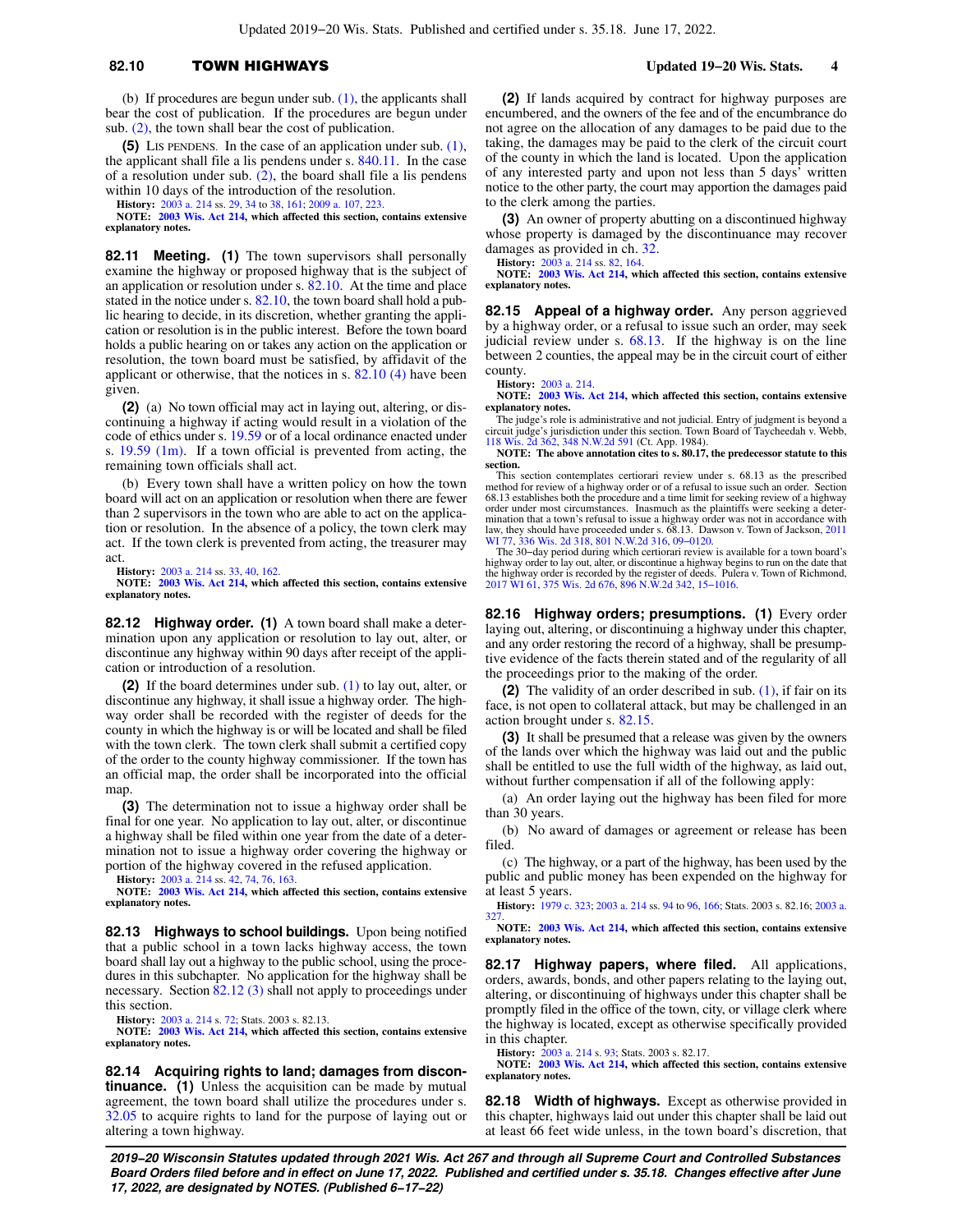(b) If procedures are begun under sub. (1), the applicants shall bear the cost of publication. If the procedures are begun under sub. (2), the town shall bear the cost of publication.

**(5)** LIS PENDENS. In the case of an application under sub. (1), the applicant shall file a lis pendens under s. 840.11. In the case of a resolution under sub. (2), the board shall file a lis pendens within 10 days of the introduction of the resolution.

**History:** 2003 a. 214 ss. 29, 34 to 38, 161; 2009 a. 107, 223.

**NOTE: 2003 Wis. Act 214, which affected this section, contains extensive explanatory notes.**

**82.11 Meeting. (1)** The town supervisors shall personally examine the highway or proposed highway that is the subject of an application or resolution under s. 82.10. At the time and place stated in the notice under s. 82.10, the town board shall hold a public hearing to decide, in its discretion, whether granting the application or resolution is in the public interest. Before the town board holds a public hearing on or takes any action on the application or resolution, the town board must be satisfied, by affidavit of the applicant or otherwise, that the notices in s. 82.10 (4) have been given.

**(2)** (a) No town official may act in laying out, altering, or discontinuing a highway if acting would result in a violation of the code of ethics under s. 19.59 or of a local ordinance enacted under s. 19.59 (1m). If a town official is prevented from acting, the remaining town officials shall act.

(b) Every town shall have a written policy on how the town board will act on an application or resolution when there are fewer than 2 supervisors in the town who are able to act on the application or resolution. In the absence of a policy, the town clerk may act. If the town clerk is prevented from acting, the treasurer may act.

**History:** 2003 a. 214 ss. 33, 40, 162.

**NOTE: 2003 Wis. Act 214, which affected this section, contains extensive explanatory notes.**

**82.12 Highway order. (1)** A town board shall make a determination upon any application or resolution to lay out, alter, or discontinue any highway within 90 days after receipt of the application or introduction of a resolution.

**(2)** If the board determines under sub. (1) to lay out, alter, or discontinue any highway, it shall issue a highway order. The highway order shall be recorded with the register of deeds for the county in which the highway is or will be located and shall be filed with the town clerk. The town clerk shall submit a certified copy of the order to the county highway commissioner. If the town has an official map, the order shall be incorporated into the official map.

**(3)** The determination not to issue a highway order shall be final for one year. No application to lay out, alter, or discontinue a highway shall be filed within one year from the date of a determination not to issue a highway order covering the highway or portion of the highway covered in the refused application.

**History:** 2003 a. 214 ss. 42, 74, 76, 163.

**NOTE: 2003 Wis. Act 214, which affected this section, contains extensive explanatory notes.**

**82.13 Highways to school buildings.** Upon being notified that a public school in a town lacks highway access, the town board shall lay out a highway to the public school, using the procedures in this subchapter. No application for the highway shall be necessary. Section 82.12 (3) shall not apply to proceedings under this section.

**History:** 2003 a. 214 s. 72; Stats. 2003 s. 82.13.

**NOTE: 2003 Wis. Act 214, which affected this section, contains extensive explanatory notes.**

**82.14 Acquiring rights to land; damages from discontinuance. (1)** Unless the acquisition can be made by mutual agreement, the town board shall utilize the procedures under s. 32.05 to acquire rights to land for the purpose of laying out or altering a town highway.

**(2)** If lands acquired by contract for highway purposes are encumbered, and the owners of the fee and of the encumbrance do not agree on the allocation of any damages to be paid due to the taking, the damages may be paid to the clerk of the circuit court of the county in which the land is located. Upon the application of any interested party and upon not less than 5 days' written notice to the other party, the court may apportion the damages paid to the clerk among the parties.

**(3)** An owner of property abutting on a discontinued highway whose property is damaged by the discontinuance may recover damages as provided in ch. 32.

**History:** 2003 a. 214 ss. 82, 164.

**NOTE: 2003 Wis. Act 214, which affected this section, contains extensive explanatory notes.**

**82.15 Appeal of a highway order.** Any person aggrieved by a highway order, or a refusal to issue such an order, may seek judicial review under s. 68.13. If the highway is on the line between 2 counties, the appeal may be in the circuit court of either county.

**History:** 2003 a. 214.

**NOTE: 2003 Wis. Act 214, which affected this section, contains extensive explanatory notes.**

The judge's role is administrative and not judicial. Entry of judgment is beyond a circuit judge's jurisdiction under this section. Town Board of Taycheedah v. Webb, 118 Wis. 2d 362, 348 N.W.2d 591 (Ct. App. 1984).

**NOTE: The above annotation cites to s. 80.17, the predecessor statute to this section.**

This section contemplates certiorari review under s. 68.13 as the prescribed method for review of a highway order or of a refusal to issue such an order. Section 68.13 establishes both the procedure and a time limit for seeking review of a highway order under most circumstances. Inasmuch as the plaintiffs were seeking a determination that a town's refusal to issue a highway order was not in accordance with law, they should have proceeded under s. 68.13. Dawson v. Town of Jackson, 2011 WI 77, 336 Wis. 2d 318, 801 N.W.2d 316, 09-0120.

The 30-day period during which certiorari review is available for a town board's highway order to lay out, alter, or discontinue a highway begins to run on the date that the highway order is recorded by the register of deeds. Pulera v. Town of Richmond, 2017 WI 61, 375 Wis. 2d 676, 896 N.W.2d 342, 15-1016.

**82.16 Highway orders; presumptions. (1)** Every order laying out, altering, or discontinuing a highway under this chapter, and any order restoring the record of a highway, shall be presumptive evidence of the facts therein stated and of the regularity of all the proceedings prior to the making of the order.

**(2)** The validity of an order described in sub. (1), if fair on its face, is not open to collateral attack, but may be challenged in an action brought under s. 82.15.

**(3)** It shall be presumed that a release was given by the owners of the lands over which the highway was laid out and the public shall be entitled to use the full width of the highway, as laid out, without further compensation if all of the following apply:

(a) An order laying out the highway has been filed for more than 30 years.

(b) No award of damages or agreement or release has been filed.

(c) The highway, or a part of the highway, has been used by the public and public money has been expended on the highway for at least 5 years.

**History:** 1979 c. 323; 2003 a. 214 ss. 94 to 96, 166; Stats. 2003 s. 82.16; 2003 a. 327.

**NOTE: 2003 Wis. Act 214, which affected this section, contains extensive explanatory notes.**

**82.17 Highway papers, where filed.** All applications, orders, awards, bonds, and other papers relating to the laying out, altering, or discontinuing of highways under this chapter shall be promptly filed in the office of the town, city, or village clerk where the highway is located, except as otherwise specifically provided in this chapter.

**History:** 2003 a. 214 s. 93; Stats. 2003 s. 82.17.

**NOTE: 2003 Wis. Act 214, which affected this section, contains extensive explanatory notes.**

**82.18 Width of highways.** Except as otherwise provided in this chapter, highways laid out under this chapter shall be laid out at least 66 feet wide unless, in the town board's discretion, that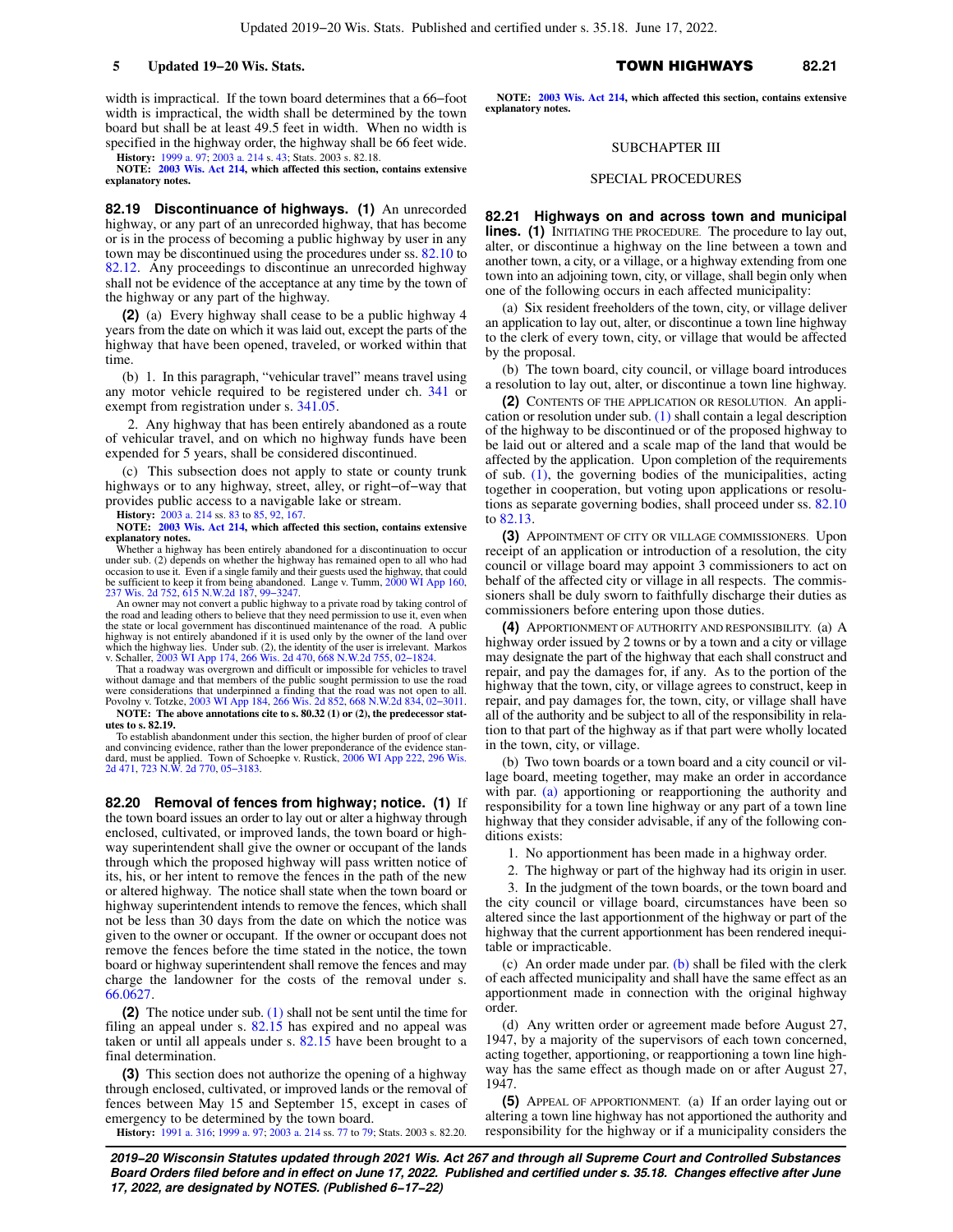width is impractical. If the town board determines that a 66−foot width is impractical, the width shall be determined by the town board but shall be at least 49.5 feet in width. When no width is specified in the highway order, the highway shall be 66 feet wide.

**History:** 1999 a. 97; 2003 a. 214 s. 43; Stats. 2003 s. 82.18.

**NOTE: 2003 Wis. Act 214, which affected this section, contains extensive explanatory notes.**

**82.19 Discontinuance of highways. (1)** An unrecorded highway, or any part of an unrecorded highway, that has become or is in the process of becoming a public highway by user in any town may be discontinued using the procedures under ss. 82.10 to 82.12. Any proceedings to discontinue an unrecorded highway shall not be evidence of the acceptance at any time by the town of the highway or any part of the highway.

**(2)** (a) Every highway shall cease to be a public highway 4 years from the date on which it was laid out, except the parts of the highway that have been opened, traveled, or worked within that time.

(b) 1. In this paragraph, "vehicular travel" means travel using any motor vehicle required to be registered under ch. 341 or exempt from registration under s. 341.05.

2. Any highway that has been entirely abandoned as a route of vehicular travel, and on which no highway funds have been expended for 5 years, shall be considered discontinued.

(c) This subsection does not apply to state or county trunk highways or to any highway, street, alley, or right−of−way that provides public access to a navigable lake or stream.

**History:** 2003 a. 214 ss. 83 to 85, 92, 167.

**NOTE: 2003 Wis. Act 214, which affected this section, contains extensive explanatory notes.**

Whether a highway has been entirely abandoned for a discontinuation to occur under sub. (2) depends on whether the highway has remained open to all who had occasion to use it. Even if a single family and their guests used the highway, that could be sufficient to keep it from being abandoned. Lange v. Tumm, 2000 WI App 160, 237 Wis. 2d 752, 615 N.W.2d 187, 99−3247.

An owner may not convert a public highway to a private road by taking control of the road and leading others to believe that they need permission to use it, even when the state or local government has discontinued maintenance of the road. A public highway is not entirely abandoned if it is used only by the owner of the land over which the highway lies. Under sub. (2), the identity of the user is irrelevant. Markos v. Schaller, 2003 WI App 174, 266 Wis. 2d 470, 668 N.W.2d 755, 02−1824.

That a roadway was overgrown and difficult or impossible for vehicles to travel without damage and that members of the public sought permission to use the road were considerations that underpinned a finding that the road was not open to all. Povolny v. Totzke, 2003 WI App 184, 266 Wis. 2d 852, 668 N.W.2d 834, 02−3011.

**NOTE: The above annotations cite to s. 80.32 (1) or (2), the predecessor statutes to s. 82.19.**

To establish abandonment under this section, the higher burden of proof of clear and convincing evidence, rather than the lower preponderance of the evidence standard, must be applied. Town of Schoepke v. Rustick, 2006 WI App 222, 296 Wis. 2d 471, 723 N.W. 2d 770, 05−3183.

**82.20 Removal of fences from highway; notice. (1)** If the town board issues an order to lay out or alter a highway through enclosed, cultivated, or improved lands, the town board or highway superintendent shall give the owner or occupant of the lands through which the proposed highway will pass written notice of its, his, or her intent to remove the fences in the path of the new or altered highway. The notice shall state when the town board or highway superintendent intends to remove the fences, which shall not be less than 30 days from the date on which the notice was given to the owner or occupant. If the owner or occupant does not remove the fences before the time stated in the notice, the town board or highway superintendent shall remove the fences and may charge the landowner for the costs of the removal under s. 66.0627.

**(2)** The notice under sub. (1) shall not be sent until the time for filing an appeal under s. 82.15 has expired and no appeal was taken or until all appeals under s. 82.15 have been brought to a final determination.

**(3)** This section does not authorize the opening of a highway through enclosed, cultivated, or improved lands or the removal of fences between May 15 and September 15, except in cases of emergency to be determined by the town board.

**History:** 1991 a. 316; 1999 a. 97; 2003 a. 214 ss. 77 to 79; Stats. 2003 s. 82.20.

**NOTE: 2003 Wis. Act 214, which affected this section, contains extensive explanatory notes.**

## SUBCHAPTER III

## SPECIAL PROCEDURES

**82.21 Highways on and across town and municipal lines. (1)** INITIATING THE PROCEDURE. The procedure to lay out, alter, or discontinue a highway on the line between a town and another town, a city, or a village, or a highway extending from one town into an adjoining town, city, or village, shall begin only when one of the following occurs in each affected municipality:

(a) Six resident freeholders of the town, city, or village deliver an application to lay out, alter, or discontinue a town line highway to the clerk of every town, city, or village that would be affected by the proposal.

(b) The town board, city council, or village board introduces a resolution to lay out, alter, or discontinue a town line highway.

**(2)** CONTENTS OF THE APPLICATION OR RESOLUTION. An application or resolution under sub. (1) shall contain a legal description of the highway to be discontinued or of the proposed highway to be laid out or altered and a scale map of the land that would be affected by the application. Upon completion of the requirements of sub. (1), the governing bodies of the municipalities, acting together in cooperation, but voting upon applications or resolutions as separate governing bodies, shall proceed under ss. 82.10 to 82.13.

**(3)** APPOINTMENT OF CITY OR VILLAGE COMMISSIONERS. Upon receipt of an application or introduction of a resolution, the city council or village board may appoint 3 commissioners to act on behalf of the affected city or village in all respects. The commissioners shall be duly sworn to faithfully discharge their duties as commissioners before entering upon those duties.

**(4)** APPORTIONMENT OF AUTHORITY AND RESPONSIBILITY. (a) A highway order issued by 2 towns or by a town and a city or village may designate the part of the highway that each shall construct and repair, and pay the damages for, if any. As to the portion of the highway that the town, city, or village agrees to construct, keep in repair, and pay damages for, the town, city, or village shall have all of the authority and be subject to all of the responsibility in relation to that part of the highway as if that part were wholly located in the town, city, or village.

(b) Two town boards or a town board and a city council or village board, meeting together, may make an order in accordance with par. (a) apportioning or reapportioning the authority and responsibility for a town line highway or any part of a town line highway that they consider advisable, if any of the following conditions exists:

1. No apportionment has been made in a highway order.

2. The highway or part of the highway had its origin in user.

3. In the judgment of the town boards, or the town board and the city council or village board, circumstances have been so altered since the last apportionment of the highway or part of the highway that the current apportionment has been rendered inequitable or impracticable.

(c) An order made under par. (b) shall be filed with the clerk of each affected municipality and shall have the same effect as an apportionment made in connection with the original highway order.

(d) Any written order or agreement made before August 27, 1947, by a majority of the supervisors of each town concerned, acting together, apportioning, or reapportioning a town line highway has the same effect as though made on or after August 27, 1947.

**(5)** APPEAL OF APPORTIONMENT. (a) If an order laying out or altering a town line highway has not apportioned the authority and responsibility for the highway or if a municipality considers the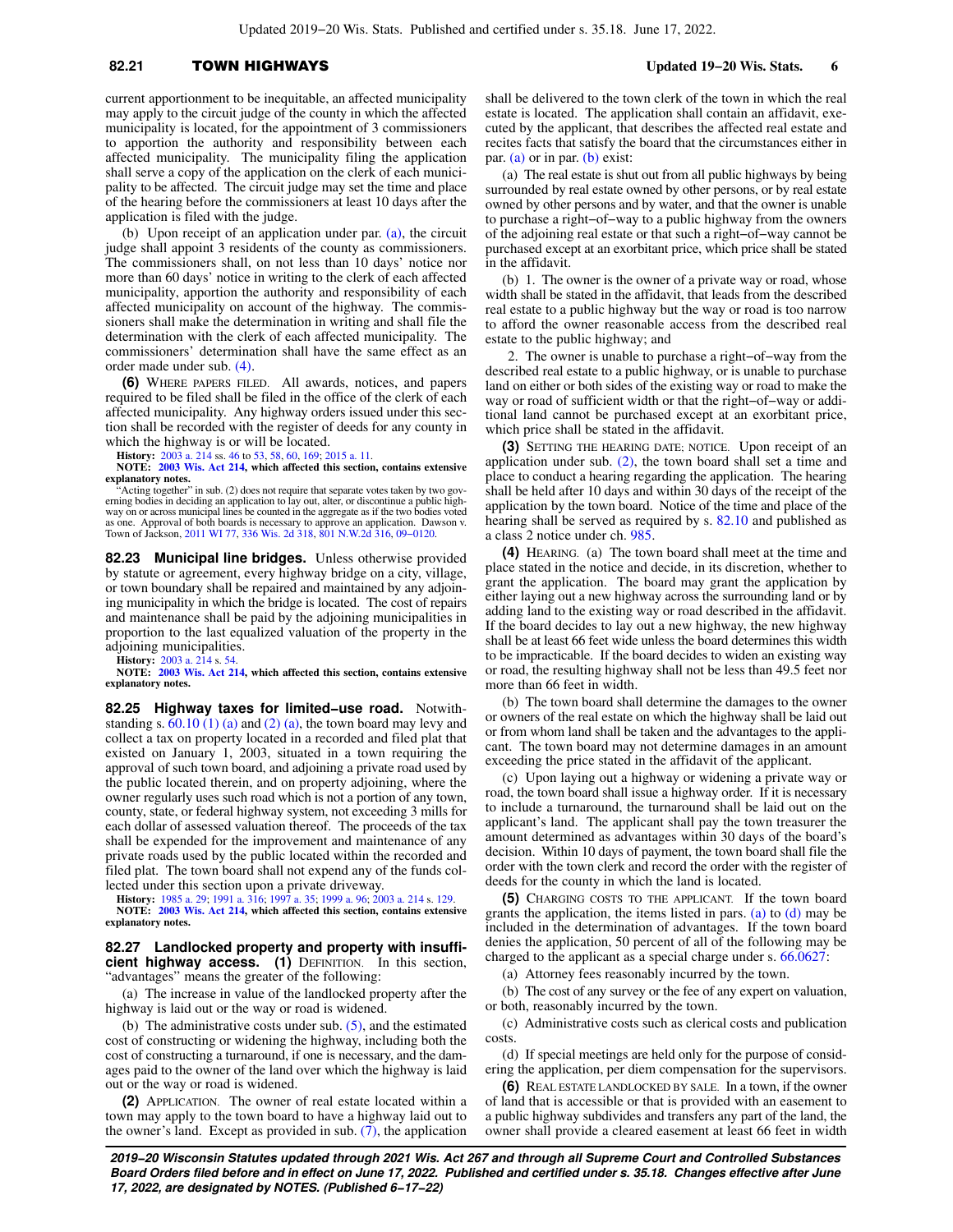current apportionment to be inequitable, an affected municipality may apply to the circuit judge of the county in which the affected municipality is located, for the appointment of 3 commissioners to apportion the authority and responsibility between each affected municipality. The municipality filing the application shall serve a copy of the application on the clerk of each municipality to be affected. The circuit judge may set the time and place of the hearing before the commissioners at least 10 days after the application is filed with the judge.

(b) Upon receipt of an application under par. (a), the circuit judge shall appoint 3 residents of the county as commissioners. The commissioners shall, on not less than 10 days' notice nor more than 60 days' notice in writing to the clerk of each affected municipality, apportion the authority and responsibility of each affected municipality on account of the highway. The commissioners shall make the determination in writing and shall file the determination with the clerk of each affected municipality. The commissioners' determination shall have the same effect as an order made under sub. (4).

**(6)** WHERE PAPERS FILED. All awards, notices, and papers required to be filed shall be filed in the office of the clerk of each affected municipality. Any highway orders issued under this section shall be recorded with the register of deeds for any county in which the highway is or will be located.

**History:** 2003 a. 214 ss. 46 to 53, 58, 60, 169; 2015 a. 11.

**NOTE: 2003 Wis. Act 214, which affected this section, contains extensive explanatory notes.**

"Acting together" in sub. (2) does not require that separate votes taken by two governing bodies in deciding an application to lay out, alter, or discontinue a public highway on or across municipal lines be counted in the aggregate as if the two bodies voted as one. Approval of both boards is necessary to approve an application. Dawson v. Town of Jackson, 2011 WI 77, 336 Wis. 2d 318, 801 N.W.2d 316, 09−0120.

**82.23 Municipal line bridges.** Unless otherwise provided by statute or agreement, every highway bridge on a city, village, or town boundary shall be repaired and maintained by any adjoining municipality in which the bridge is located. The cost of repairs and maintenance shall be paid by the adjoining municipalities in proportion to the last equalized valuation of the property in the adjoining municipalities.

**History:** 2003 a. 214 s. 54.

**NOTE: 2003 Wis. Act 214, which affected this section, contains extensive explanatory notes.**

**82.25 Highway taxes for limited−use road.** Notwithstanding s. 60.10 (1) (a) and (2) (a), the town board may levy and collect a tax on property located in a recorded and filed plat that existed on January 1, 2003, situated in a town requiring the approval of such town board, and adjoining a private road used by the public located therein, and on property adjoining, where the owner regularly uses such road which is not a portion of any town, county, state, or federal highway system, not exceeding 3 mills for each dollar of assessed valuation thereof. The proceeds of the tax shall be expended for the improvement and maintenance of any private roads used by the public located within the recorded and filed plat. The town board shall not expend any of the funds collected under this section upon a private driveway.

**History:** 1985 a. 29; 1991 a. 316; 1997 a. 35; 1999 a. 96; 2003 a. 214 s. 129.

**NOTE: 2003 Wis. Act 214, which affected this section, contains extensive explanatory notes.**

**82.27 Landlocked property and property with insufficient highway access. (1)** DEFINITION. In this section, "advantages" means the greater of the following:

(a) The increase in value of the landlocked property after the highway is laid out or the way or road is widened.

(b) The administrative costs under sub. (5), and the estimated cost of constructing or widening the highway, including both the cost of constructing a turnaround, if one is necessary, and the damages paid to the owner of the land over which the highway is laid out or the way or road is widened.

**(2)** APPLICATION. The owner of real estate located within a town may apply to the town board to have a highway laid out to the owner's land. Except as provided in sub. (7), the application shall be delivered to the town clerk of the town in which the real estate is located. The application shall contain an affidavit, executed by the applicant, that describes the affected real estate and recites facts that satisfy the board that the circumstances either in par. (a) or in par. (b) exist:

(a) The real estate is shut out from all public highways by being surrounded by real estate owned by other persons, or by real estate owned by other persons and by water, and that the owner is unable to purchase a right−of−way to a public highway from the owners of the adjoining real estate or that such a right−of−way cannot be purchased except at an exorbitant price, which price shall be stated in the affidavit.

(b) 1. The owner is the owner of a private way or road, whose width shall be stated in the affidavit, that leads from the described real estate to a public highway but the way or road is too narrow to afford the owner reasonable access from the described real estate to the public highway; and

2. The owner is unable to purchase a right−of−way from the described real estate to a public highway, or is unable to purchase land on either or both sides of the existing way or road to make the way or road of sufficient width or that the right−of−way or additional land cannot be purchased except at an exorbitant price, which price shall be stated in the affidavit.

**(3)** SETTING THE HEARING DATE; NOTICE. Upon receipt of an application under sub. (2), the town board shall set a time and place to conduct a hearing regarding the application. The hearing shall be held after 10 days and within 30 days of the receipt of the application by the town board. Notice of the time and place of the hearing shall be served as required by s. 82.10 and published as a class 2 notice under ch. 985.

**(4)** HEARING. (a) The town board shall meet at the time and place stated in the notice and decide, in its discretion, whether to grant the application. The board may grant the application by either laying out a new highway across the surrounding land or by adding land to the existing way or road described in the affidavit. If the board decides to lay out a new highway, the new highway shall be at least 66 feet wide unless the board determines this width to be impracticable. If the board decides to widen an existing way or road, the resulting highway shall not be less than 49.5 feet nor more than 66 feet in width.

(b) The town board shall determine the damages to the owner or owners of the real estate on which the highway shall be laid out or from whom land shall be taken and the advantages to the applicant. The town board may not determine damages in an amount exceeding the price stated in the affidavit of the applicant.

(c) Upon laying out a highway or widening a private way or road, the town board shall issue a highway order. If it is necessary to include a turnaround, the turnaround shall be laid out on the applicant's land. The applicant shall pay the town treasurer the amount determined as advantages within 30 days of the board's decision. Within 10 days of payment, the town board shall file the order with the town clerk and record the order with the register of deeds for the county in which the land is located.

**(5)** CHARGING COSTS TO THE APPLICANT. If the town board grants the application, the items listed in pars. (a) to (d) may be included in the determination of advantages. If the town board denies the application, 50 percent of all of the following may be charged to the applicant as a special charge under s. 66.0627:

(a) Attorney fees reasonably incurred by the town.

(b) The cost of any survey or the fee of any expert on valuation, or both, reasonably incurred by the town.

(c) Administrative costs such as clerical costs and publication costs.

(d) If special meetings are held only for the purpose of considering the application, per diem compensation for the supervisors.

**(6)** REAL ESTATE LANDLOCKED BY SALE. In a town, if the owner of land that is accessible or that is provided with an easement to a public highway subdivides and transfers any part of the land, the owner shall provide a cleared easement at least 66 feet in width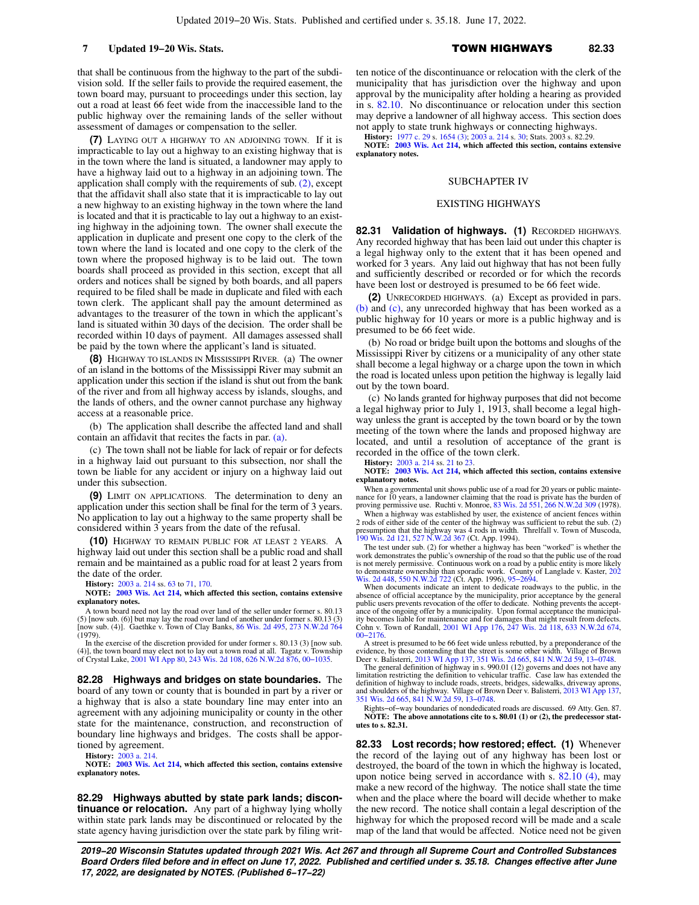that shall be continuous from the highway to the part of the subdivision sold. If the seller fails to provide the required easement, the town board may, pursuant to proceedings under this section, lay out a road at least 66 feet wide from the inaccessible land to the public highway over the remaining lands of the seller without assessment of damages or compensation to the seller.

**(7)** LAYING OUT A HIGHWAY TO AN ADJOINING TOWN. If it is impracticable to lay out a highway to an existing highway that is in the town where the land is situated, a landowner may apply to have a highway laid out to a highway in an adjoining town. The application shall comply with the requirements of sub. (2), except that the affidavit shall also state that it is impracticable to lay out a new highway to an existing highway in the town where the land is located and that it is practicable to lay out a highway to an existing highway in the adjoining town. The owner shall execute the application in duplicate and present one copy to the clerk of the town where the land is located and one copy to the clerk of the town where the proposed highway is to be laid out. The town boards shall proceed as provided in this section, except that all orders and notices shall be signed by both boards, and all papers required to be filed shall be made in duplicate and filed with each town clerk. The applicant shall pay the amount determined as advantages to the treasurer of the town in which the applicant's land is situated within 30 days of the decision. The order shall be recorded within 10 days of payment. All damages assessed shall be paid by the town where the applicant's land is situated.

**(8)** HIGHWAY TO ISLANDS IN MISSISSIPPI RIVER. (a) The owner of an island in the bottoms of the Mississippi River may submit an application under this section if the island is shut out from the bank of the river and from all highway access by islands, sloughs, and the lands of others, and the owner cannot purchase any highway access at a reasonable price.

(b) The application shall describe the affected land and shall contain an affidavit that recites the facts in par. (a).

(c) The town shall not be liable for lack of repair or for defects in a highway laid out pursuant to this subsection, nor shall the town be liable for any accident or injury on a highway laid out under this subsection.

**(9)** LIMIT ON APPLICATIONS. The determination to deny an application under this section shall be final for the term of 3 years. No application to lay out a highway to the same property shall be considered within 3 years from the date of the refusal.

**(10)** HIGHWAY TO REMAIN PUBLIC FOR AT LEAST 2 YEARS. A highway laid out under this section shall be a public road and shall remain and be maintained as a public road for at least 2 years from the date of the order.

**History:** 2003 a. 214 ss. 63 to 71, 170.

**NOTE: 2003 Wis. Act 214, which affected this section, contains extensive explanatory notes.**

A town board need not lay the road over land of the seller under former s. 80.13 (5) [now sub. (6)] but may lay the road over land of another under former s. 80.13 (3) [now sub. (4)]. Gaethke v. Town of Clay Banks, 86 Wis. 2d 495, 273 N.W.2d 764 (1979).

In the exercise of the discretion provided for under former s. 80.13 (3) [now sub. (4)], the town board may elect not to lay out a town road at all. Tagatz v. Township of Crystal Lake, 2001 WI App 80, 243 Wis. 2d 108, 626 N.W.2d 876, 00–1035.

**82.28 Highways and bridges on state boundaries.** The board of any town or county that is bounded in part by a river or a highway that is also a state boundary line may enter into an agreement with any adjoining municipality or county in the other state for the maintenance, construction, and reconstruction of boundary line highways and bridges. The costs shall be apportioned by agreement.

**History:** 2003 a. 214.

**NOTE: 2003 Wis. Act 214, which affected this section, contains extensive explanatory notes.**

**82.29 Highways abutted by state park lands; discontinuance or relocation.** Any part of a highway lying wholly within state park lands may be discontinued or relocated by the state agency having jurisdiction over the state park by filing written notice of the discontinuance or relocation with the clerk of the municipality that has jurisdiction over the highway and upon approval by the municipality after holding a hearing as provided in s. 82.10. No discontinuance or relocation under this section may deprive a landowner of all highway access. This section does not apply to state trunk highways or connecting highways.

**History:** 1977 c. 29 s. 1654 (3); 2003 a. 214 s. 30; Stats. 2003 s. 82.29.

**NOTE: 2003 Wis. Act 214, which affected this section, contains extensive explanatory notes.**

## SUBCHAPTER IV

## EXISTING HIGHWAYS

**82.31 Validation of highways. (1)** RECORDED HIGHWAYS. Any recorded highway that has been laid out under this chapter is a legal highway only to the extent that it has been opened and worked for 3 years. Any laid out highway that has not been fully and sufficiently described or recorded or for which the records have been lost or destroyed is presumed to be 66 feet wide.

**(2)** UNRECORDED HIGHWAYS. (a) Except as provided in pars. (b) and (c), any unrecorded highway that has been worked as a public highway for 10 years or more is a public highway and is presumed to be 66 feet wide.

(b) No road or bridge built upon the bottoms and sloughs of the Mississippi River by citizens or a municipality of any other state shall become a legal highway or a charge upon the town in which the road is located unless upon petition the highway is legally laid out by the town board.

(c) No lands granted for highway purposes that did not become a legal highway prior to July 1, 1913, shall become a legal highway unless the grant is accepted by the town board or by the town meeting of the town where the lands and proposed highway are located, and until a resolution of acceptance of the grant is recorded in the office of the town clerk.

**History:** 2003 a. 214 ss. 21 to 23.

**NOTE: 2003 Wis. Act 214, which affected this section, contains extensive explanatory notes.**

When a governmental unit shows public use of a road for 20 years or public maintenance for 10 years, a landowner claiming that the road is private has the burden of proving permissive use. Ruchti v. Monroe, 83 Wis. 2d 551, 266 N.W.2d 309 (1978).

When a highway was established by user, the existence of ancient fences within 2 rods of either side of the center of the highway was sufficient to rebut the sub. (2) presumption that the highway was 4 rods in width. Threlfall v. Town of Muscoda, 190 Wis. 2d 121, 527 N.W.2d 367 (Ct. App. 1994).

The test under sub. (2) for whether a highway has been "worked" is whether the work demonstrates the public's ownership of the road so that the public use of the road is not merely permissive. Continuous work on a road by a public entity is more likely to demonstrate ownership than sporadic work. County of Langlade v. Kaster, 202 Wis. 2d 448, 550 N.W.2d 722 (Ct. App. 1996), 95–2694.

When documents indicate an intent to dedicate roadways to the public, in the absence of official acceptance by the municipality, prior acceptance by the general public users prevents revocation of the offer to dedicate. Nothing prevents the acceptance of the ongoing offer by a municipality. Upon formal acceptance the municipality becomes liable for maintenance and for damages that might result from defects. Cohn v. Town of Randall, 2001 WI App 176, 247 Wis. 2d 118, 633 N.W.2d 674, 00–2176.

A street is presumed to be 66 feet wide unless rebutted, by a preponderance of the evidence, by those contending that the street is some other width. Village of Brown Deer v. Balisterri, 2013 WI App 137, 351 Wis. 2d 665, 841 N.W.2d 59, 13–0748.

The general definition of highway in s. 990.01 (12) governs and does not have any limitation restricting the definition to vehicular traffic. Case law has extended the definition of highway to include roads, streets, bridges, sidewalks, driveway aprons, and shoulders of the highway. Village of Brown Deer v. Balisterri, 2013 WI App 137, 351 Wis. 2d 665, 841 N.W.2d 59, 13–0748.

Rights–of–way boundaries of nondedicated roads are discussed. 69 Atty. Gen. 87.

**NOTE: The above annotations cite to s. 80.01 (1) or (2), the predecessor statutes to s. 82.31.**

**82.33 Lost records; how restored; effect. (1)** Whenever the record of the laying out of any highway has been lost or destroyed, the board of the town in which the highway is located, upon notice being served in accordance with s. 82.10 (4), may make a new record of the highway. The notice shall state the time when and the place where the board will decide whether to make the new record. The notice shall contain a legal description of the highway for which the proposed record will be made and a scale map of the land that would be affected. Notice need not be given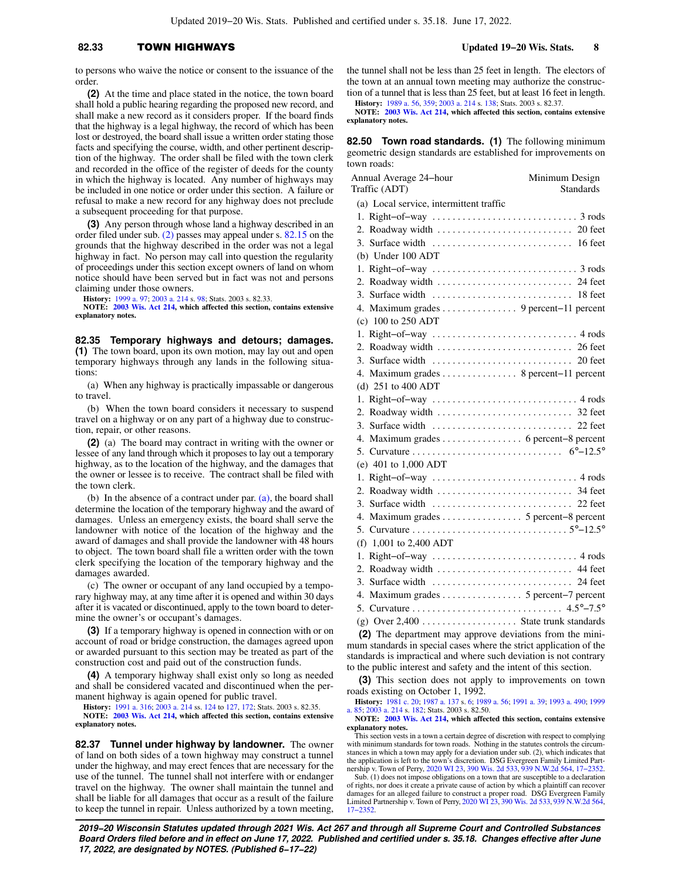to persons who waive the notice or consent to the issuance of the order.

**(2)** At the time and place stated in the notice, the town board shall hold a public hearing regarding the proposed new record, and shall make a new record as it considers proper. If the board finds that the highway is a legal highway, the record of which has been lost or destroyed, the board shall issue a written order stating those facts and specifying the course, width, and other pertinent description of the highway. The order shall be filed with the town clerk and recorded in the office of the register of deeds for the county in which the highway is located. Any number of highways may be included in one notice or order under this section. A failure or refusal to make a new record for any highway does not preclude a subsequent proceeding for that purpose.

**(3)** Any person through whose land a highway described in an order filed under sub. (2) passes may appeal under s. 82.15 on the grounds that the highway described in the order was not a legal highway in fact. No person may call into question the regularity of proceedings under this section except owners of land on whom notice should have been served but in fact was not and persons claiming under those owners.

**History:** 1999 a. 97; 2003 a. 214 s. 98; Stats. 2003 s. 82.33.

**NOTE: 2003 Wis. Act 214, which affected this section, contains extensive explanatory notes.**

**82.35 Temporary highways and detours; damages. (1)** The town board, upon its own motion, may lay out and open temporary highways through any lands in the following situations:

(a) When any highway is practically impassable or dangerous to travel.

(b) When the town board considers it necessary to suspend travel on a highway or on any part of a highway due to construction, repair, or other reasons.

**(2)** (a) The board may contract in writing with the owner or lessee of any land through which it proposes to lay out a temporary highway, as to the location of the highway, and the damages that the owner or lessee is to receive. The contract shall be filed with the town clerk.

(b) In the absence of a contract under par. (a), the board shall determine the location of the temporary highway and the award of damages. Unless an emergency exists, the board shall serve the landowner with notice of the location of the highway and the award of damages and shall provide the landowner with 48 hours to object. The town board shall file a written order with the town clerk specifying the location of the temporary highway and the damages awarded.

(c) The owner or occupant of any land occupied by a temporary highway may, at any time after it is opened and within 30 days after it is vacated or discontinued, apply to the town board to determine the owner's or occupant's damages.

**(3)** If a temporary highway is opened in connection with or on account of road or bridge construction, the damages agreed upon or awarded pursuant to this section may be treated as part of the construction cost and paid out of the construction funds.

**(4)** A temporary highway shall exist only so long as needed and shall be considered vacated and discontinued when the permanent highway is again opened for public travel.

**History:** 1991 a. 316; 2003 a. 214 ss. 124 to 127, 172; Stats. 2003 s. 82.35.

**NOTE: 2003 Wis. Act 214, which affected this section, contains extensive explanatory notes.**

**82.37 Tunnel under highway by landowner.** The owner of land on both sides of a town highway may construct a tunnel under the highway, and may erect fences that are necessary for the use of the tunnel. The tunnel shall not interfere with or endanger travel on the highway. The owner shall maintain the tunnel and shall be liable for all damages that occur as a result of the failure to keep the tunnel in repair. Unless authorized by a town meeting, the tunnel shall not be less than 25 feet in length. The electors of the town at an annual town meeting may authorize the construction of a tunnel that is less than 25 feet, but at least 16 feet in length.

**History:** 1989 a. 56, 359; 2003 a. 214 s. 138; Stats. 2003 s. 82.37.

**NOTE: 2003 Wis. Act 214, which affected this section, contains extensive explanatory notes.**

**82.50 Town road standards. (1)** The following minimum geometric design standards are established for improvements on town roads:

| Annual Average 24–hour Traffic (ADT) | Minimum Design Standards |
|---|---|
| (a) Local service, intermittent traffic | |
| 1. Right–of–way | 3 rods |
| 2. Roadway width | 20 feet |
| 3. Surface width | 16 feet |
| (b) Under 100 ADT | |
| 1. Right–of–way | 3 rods |
| 2. Roadway width | 24 feet |
| 3. Surface width | 18 feet |
| 4. Maximum grades | 9 percent–11 percent |
| (c) 100 to 250 ADT | |
| 1. Right–of–way | 4 rods |
| 2. Roadway width | 26 feet |
| 3. Surface width | 20 feet |
| 4. Maximum grades | 8 percent–11 percent |
| (d) 251 to 400 ADT | |
| 1. Right–of–way | 4 rods |
| 2. Roadway width | 32 feet |
| 3. Surface width | 22 feet |
| 4. Maximum grades | 6 percent–8 percent |
| 5. Curvature | 6°–12.5° |
| (e) 401 to 1,000 ADT | |
| 1. Right–of–way | 4 rods |
| 2. Roadway width | 34 feet |
| 3. Surface width | 22 feet |
| 4. Maximum grades | 5 percent–8 percent |
| 5. Curvature | 5°–12.5° |
| (f) 1,001 to 2,400 ADT | |
| 1. Right–of–way | 4 rods |
| 2. Roadway width | 44 feet |
| 3. Surface width | 24 feet |
| 4. Maximum grades | 5 percent–7 percent |
| 5. Curvature | 4.5°–7.5° |
| (g) Over 2,400 | State trunk standards |

**(2)** The department may approve deviations from the minimum standards in special cases where the strict application of the standards is impractical and where such deviation is not contrary to the public interest and safety and the intent of this section.

**(3)** This section does not apply to improvements on town roads existing on October 1, 1992.

**History:** 1981 c. 20; 1987 a. 137 s. 6; 1989 a. 56; 1991 a. 39; 1993 a. 490; 1999 a. 85; 2003 a. 214 s. 182; Stats. 2003 s. 82.50.

**NOTE: 2003 Wis. Act 214, which affected this section, contains extensive explanatory notes.**

This section vests in a town a certain degree of discretion with respect to complying with minimum standards for town roads. Nothing in the statutes controls the circumstances in which a town may apply for a deviation under sub. (2), which indicates that the application is left to the town's discretion. DSG Evergreen Family Limited Partnership v. Town of Perry, 2020 WI 23, 390 Wis. 2d 533, 939 N.W.2d 564, 17–2352.

Sub. (1) does not impose obligations on a town that are susceptible to a declaration of rights, nor does it create a private cause of action by which a plaintiff can recover damages for an alleged failure to construct a proper road. DSG Evergreen Family Limited Partnership v. Town of Perry, 2020 WI 23, 390 Wis. 2d 533, 939 N.W.2d 564, 17–2352.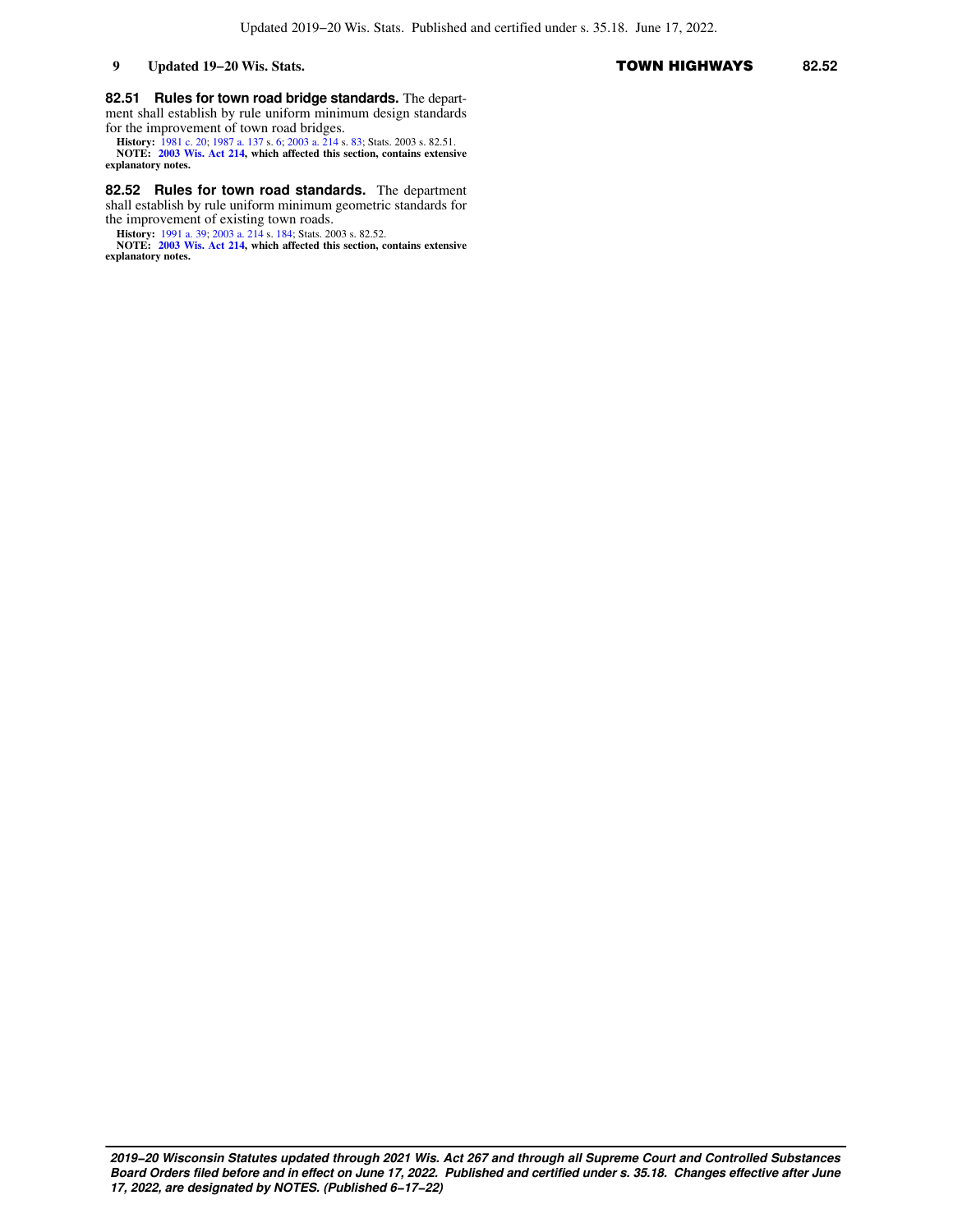**82.51 Rules for town road bridge standards.** The department shall establish by rule uniform minimum design standards for the improvement of town road bridges.

**History:** 1981 c. 20; 1987 a. 137 s. 6; 2003 a. 214 s. 83; Stats. 2003 s. 82.51.

**NOTE: 2003 Wis. Act 214, which affected this section, contains extensive explanatory notes.**

**82.52 Rules for town road standards.** The department shall establish by rule uniform minimum geometric standards for the improvement of existing town roads.

**History:** 1991 a. 39; 2003 a. 214 s. 184; Stats. 2003 s. 82.52.

**NOTE: 2003 Wis. Act 214, which affected this section, contains extensive explanatory notes.**